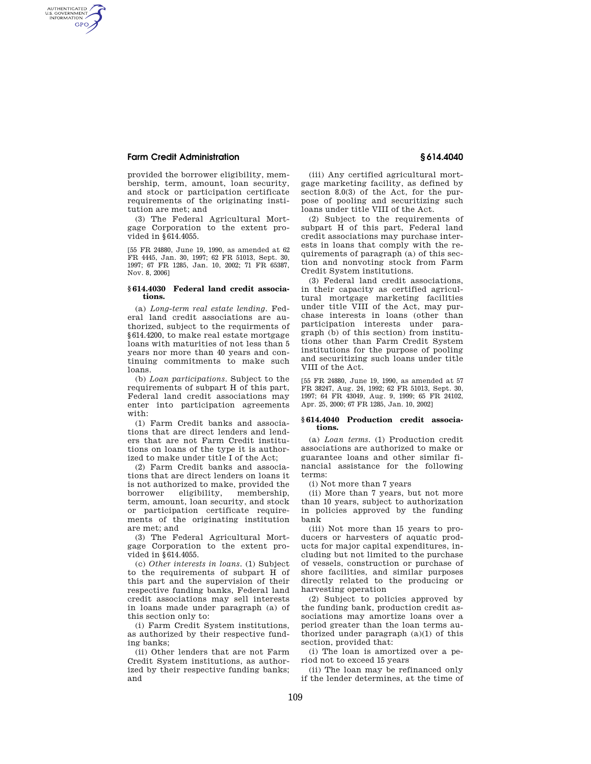provided the borrower eligibility, membership, term, amount, loan security, and stock or participation certificate requirements of the originating institution are met; and

(3) The Federal Agricultural Mortgage Corporation to the extent provided in §614.4055.

[55 FR 24880, June 19, 1990, as amended at 62 FR 4445, Jan. 30, 1997; 62 FR 51013, Sept. 30, 1997; 67 FR 1285, Jan. 10, 2002; 71 FR 65387, Nov. 8, 2006]

### § 614.4030 Federal land credit associations.

(a) *Long-term real estate lending.* Federal land credit associations are authorized, subject to the requirments of §614.4200, to make real estate mortgage loans with maturities of not less than 5 years nor more than 40 years and continuing commitments to make such loans.

(b) *Loan participations.* Subject to the requirements of subpart H of this part, Federal land credit associations may enter into participation agreements with:

(1) Farm Credit banks and associations that are direct lenders and lenders that are not Farm Credit institutions on loans of the type it is authorized to make under title I of the Act;

(2) Farm Credit banks and associations that are direct lenders on loans it is not authorized to make, provided the borrower eligibility, membership, term, amount, loan security, and stock or participation certificate requirements of the originating institution are met; and

(3) The Federal Agricultural Mortgage Corporation to the extent provided in §614.4055.

(c) *Other interests in loans.* (1) Subject to the requirements of subpart H of this part and the supervision of their respective funding banks, Federal land credit associations may sell interests in loans made under paragraph (a) of this section only to:

(i) Farm Credit System institutions, as authorized by their respective funding banks;

(ii) Other lenders that are not Farm Credit System institutions, as authorized by their respective funding banks; and

(iii) Any certified agricultural mortgage marketing facility, as defined by section 8.0(3) of the Act, for the purpose of pooling and securitizing such loans under title VIII of the Act.

(2) Subject to the requirements of subpart H of this part, Federal land credit associations may purchase interests in loans that comply with the requirements of paragraph (a) of this section and nonvoting stock from Farm Credit System institutions.

(3) Federal land credit associations, in their capacity as certified agricultural mortgage marketing facilities under title VIII of the Act, may purchase interests in loans (other than participation interests under paragraph (b) of this section) from institutions other than Farm Credit System institutions for the purpose of pooling and securitizing such loans under title VIII of the Act.

[55 FR 24880, June 19, 1990, as amended at 57 FR 38247, Aug. 24, 1992; 62 FR 51013, Sept. 30, 1997; 64 FR 43049, Aug. 9, 1999; 65 FR 24102, Apr. 25, 2000; 67 FR 1285, Jan. 10, 2002]

### § 614.4040 Production credit associations.

(a) *Loan terms.* (1) Production credit associations are authorized to make or guarantee loans and other similar financial assistance for the following terms:

(i) Not more than 7 years

(ii) More than 7 years, but not more than 10 years, subject to authorization in policies approved by the funding bank

(iii) Not more than 15 years to producers or harvesters of aquatic products for major capital expenditures, including but not limited to the purchase of vessels, construction or purchase of shore facilities, and similar purposes directly related to the producing or harvesting operation

(2) Subject to policies approved by the funding bank, production credit associations may amortize loans over a period greater than the loan terms authorized under paragraph (a)(1) of this section, provided that:

(i) The loan is amortized over a period not to exceed 15 years

(ii) The loan may be refinanced only if the lender determines, at the time of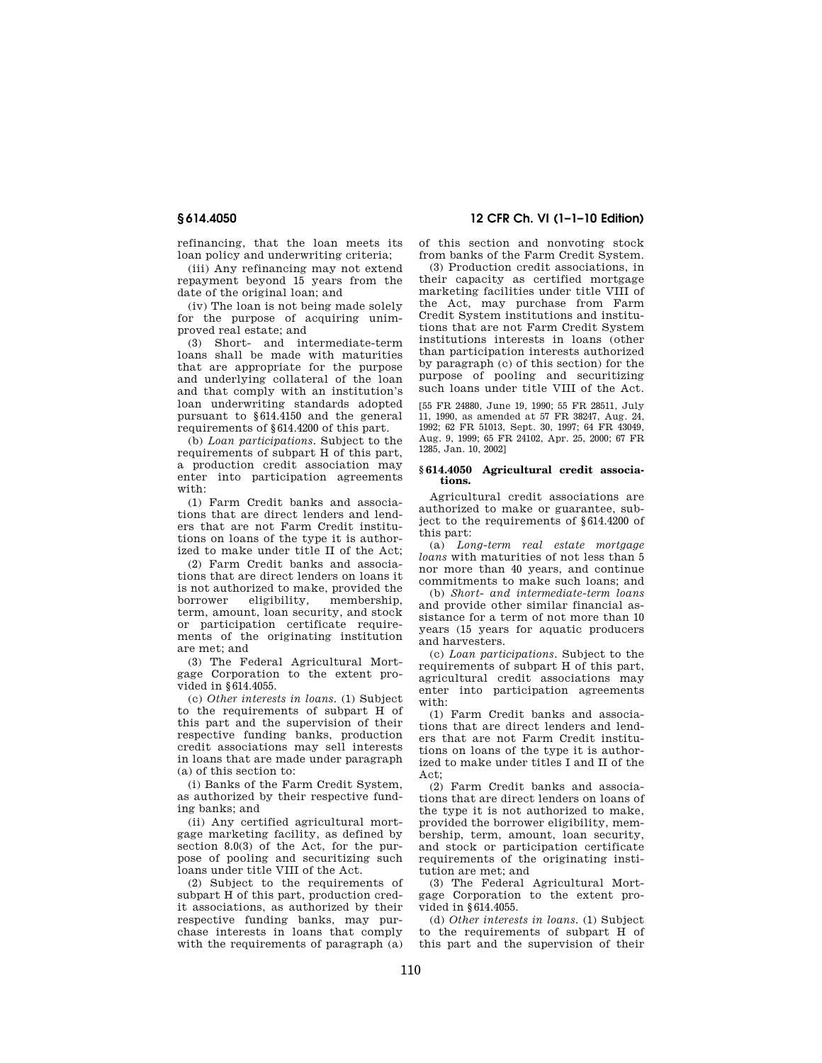refinancing, that the loan meets its loan policy and underwriting criteria;

(iii) Any refinancing may not extend repayment beyond 15 years from the date of the original loan; and

(iv) The loan is not being made solely for the purpose of acquiring unimproved real estate; and

(3) Short- and intermediate-term loans shall be made with maturities that are appropriate for the purpose and underlying collateral of the loan and that comply with an institution's loan underwriting standards adopted pursuant to §614.4150 and the general requirements of §614.4200 of this part.

(b) *Loan participations.* Subject to the requirements of subpart H of this part, a production credit association may enter into participation agreements with:

(1) Farm Credit banks and associations that are direct lenders and lenders that are not Farm Credit institutions on loans of the type it is authorized to make under title II of the Act;

(2) Farm Credit banks and associations that are direct lenders on loans it is not authorized to make, provided the borrower eligibility, membership, term, amount, loan security, and stock or participation certificate requirements of the originating institution are met; and

(3) The Federal Agricultural Mortgage Corporation to the extent provided in §614.4055.

(c) *Other interests in loans.* (1) Subject to the requirements of subpart H of this part and the supervision of their respective funding banks, production credit associations may sell interests in loans that are made under paragraph (a) of this section to:

(i) Banks of the Farm Credit System, as authorized by their respective funding banks; and

(ii) Any certified agricultural mortgage marketing facility, as defined by section 8.0(3) of the Act, for the purpose of pooling and securitizing such loans under title VIII of the Act.

(2) Subject to the requirements of subpart H of this part, production credit associations, as authorized by their respective funding banks, may purchase interests in loans that comply with the requirements of paragraph (a) of this section and nonvoting stock from banks of the Farm Credit System.

(3) Production credit associations, in their capacity as certified mortgage marketing facilities under title VIII of the Act, may purchase from Farm Credit System institutions and institutions that are not Farm Credit System institutions interests in loans (other than participation interests authorized by paragraph (c) of this section) for the purpose of pooling and securitizing such loans under title VIII of the Act.

[55 FR 24880, June 19, 1990; 55 FR 28511, July 11, 1990, as amended at 57 FR 38247, Aug. 24, 1992; 62 FR 51013, Sept. 30, 1997; 64 FR 43049, Aug. 9, 1999; 65 FR 24102, Apr. 25, 2000; 67 FR 1285, Jan. 10, 2002]

### §614.4050 Agricultural credit associations.

Agricultural credit associations are authorized to make or guarantee, subject to the requirements of §614.4200 of this part:

(a) *Long-term real estate mortgage loans* with maturities of not less than 5 nor more than 40 years, and continue commitments to make such loans; and

(b) *Short- and intermediate-term loans* and provide other similar financial assistance for a term of not more than 10 years (15 years for aquatic producers and harvesters.

(c) *Loan participations.* Subject to the requirements of subpart H of this part, agricultural credit associations may enter into participation agreements with:

(1) Farm Credit banks and associations that are direct lenders and lenders that are not Farm Credit institutions on loans of the type it is authorized to make under titles I and II of the Act;

(2) Farm Credit banks and associations that are direct lenders on loans of the type it is not authorized to make, provided the borrower eligibility, membership, term, amount, loan security, and stock or participation certificate requirements of the originating institution are met; and

(3) The Federal Agricultural Mortgage Corporation to the extent provided in §614.4055.

(d) *Other interests in loans.* (1) Subject to the requirements of subpart H of this part and the supervision of their